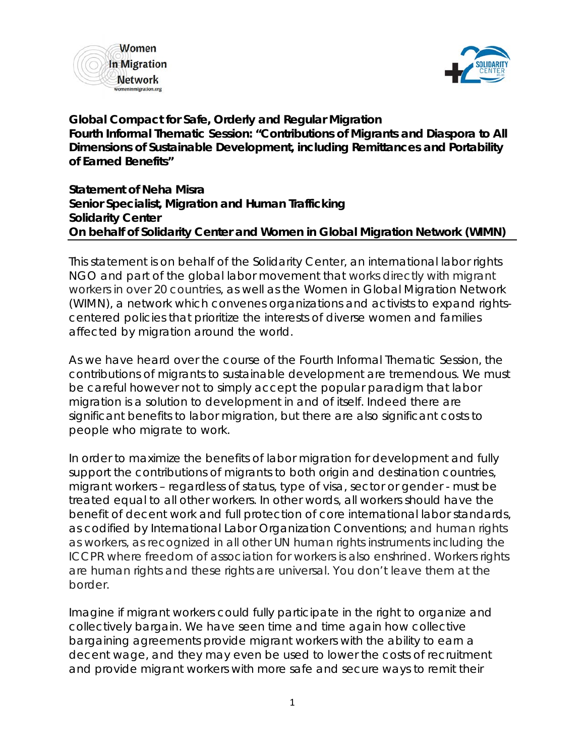**Global Compact for Safe, Orderly and Regular Migration**
**Fourth Informal Thematic Session: "Contributions of Migrants and Diaspora to All Dimensions of Sustainable Development, including Remittances and Portability of Earned Benefits"**

**Statement of Neha Misra**
**Senior Specialist, Migration and Human Trafficking**
**Solidarity Center**
**On behalf of Solidarity Center and Women in Global Migration Network (WIMN)**

---

This statement is on behalf of the Solidarity Center, an international labor rights NGO and part of the global labor movement that works directly with migrant workers in over 20 countries, as well as the Women in Global Migration Network (WIMN), a network which convenes organizations and activists to expand rights-centered policies that prioritize the interests of diverse women and families affected by migration around the world.

As we have heard over the course of the Fourth Informal Thematic Session, the contributions of migrants to sustainable development are tremendous. We must be careful however not to simply accept the popular paradigm that labor migration is a solution to development in and of itself. Indeed there are significant benefits to labor migration, but there are also significant costs to people who migrate to work.

In order to maximize the benefits of labor migration for development and fully support the contributions of migrants to both origin and destination countries, migrant workers – regardless of status, type of visa, sector or gender - must be treated equal to all other workers. In other words, all workers should have the benefit of decent work and full protection of core international labor standards, as codified by International Labor Organization Conventions; and human rights as workers, as recognized in all other UN human rights instruments including the ICCPR where freedom of association for workers is also enshrined. Workers rights are human rights and these rights are universal. You don't leave them at the border.

Imagine if migrant workers could fully participate in the right to organize and collectively bargain. We have seen time and time again how collective bargaining agreements provide migrant workers with the ability to earn a decent wage, and they may even be used to lower the costs of recruitment and provide migrant workers with more safe and secure ways to remit their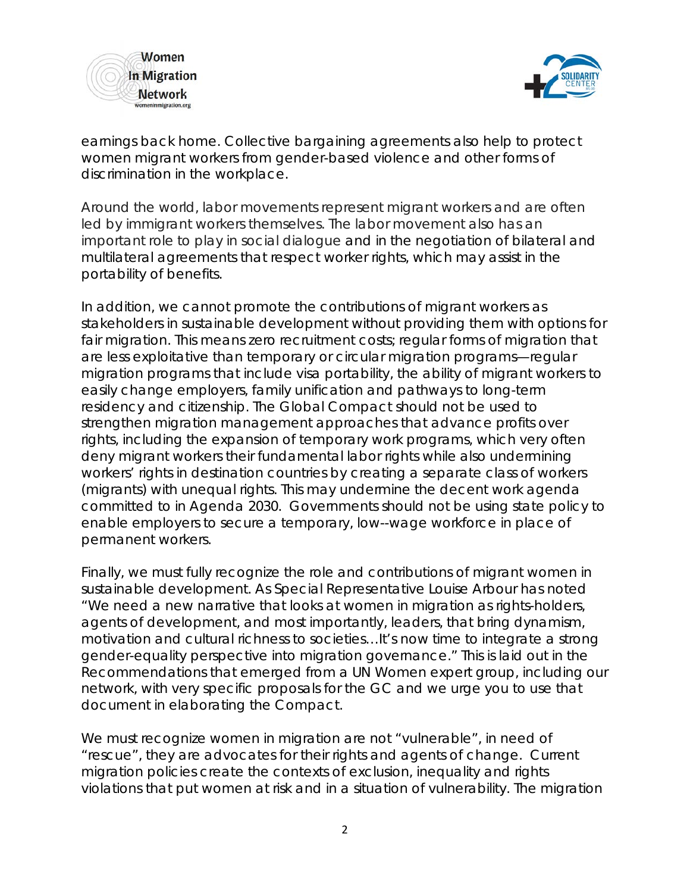earnings back home. Collective bargaining agreements also help to protect women migrant workers from gender-based violence and other forms of discrimination in the workplace.

Around the world, labor movements represent migrant workers and are often led by immigrant workers themselves. The labor movement also has an important role to play in social dialogue and in the negotiation of bilateral and multilateral agreements that respect worker rights, which may assist in the portability of benefits.

In addition, we cannot promote the contributions of migrant workers as stakeholders in sustainable development without providing them with options for fair migration. This means zero recruitment costs; regular forms of migration that are less exploitative than temporary or circular migration programs—regular migration programs that include visa portability, the ability of migrant workers to easily change employers, family unification and pathways to long-term residency and citizenship. The Global Compact should not be used to strengthen migration management approaches that advance profits over rights, including the expansion of temporary work programs, which very often deny migrant workers their fundamental labor rights while also undermining workers' rights in destination countries by creating a separate class of workers (migrants) with unequal rights. This may undermine the decent work agenda committed to in Agenda 2030. Governments should not be using state policy to enable employers to secure a temporary, low--wage workforce in place of permanent workers.

Finally, we must fully recognize the role and contributions of migrant women in sustainable development. As Special Representative Louise Arbour has noted "We need a new narrative that looks at women in migration as rights-holders, agents of development, and most importantly, leaders, that bring dynamism, motivation and cultural richness to societies…It's now time to integrate a strong gender-equality perspective into migration governance." This is laid out in the Recommendations that emerged from a UN Women expert group, including our network, with very specific proposals for the GC and we urge you to use that document in elaborating the Compact.

We must recognize women in migration are not "vulnerable", in need of "rescue", they are advocates for their rights and agents of change. Current migration policies create the contexts of exclusion, inequality and rights violations that put women at risk and in a situation of vulnerability. The migration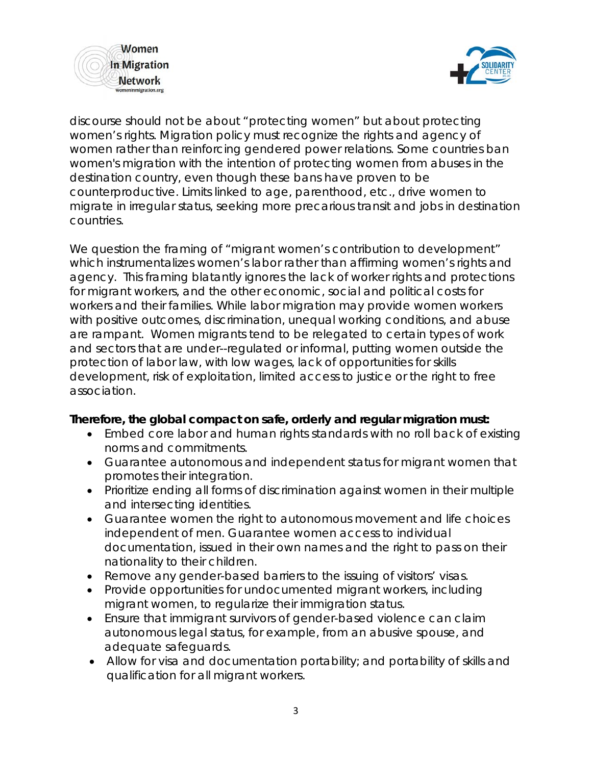discourse should not be about "protecting women" but about protecting women's rights. Migration policy must recognize the rights and agency of women rather than reinforcing gendered power relations. Some countries ban women's migration with the intention of protecting women from abuses in the destination country, even though these bans have proven to be counterproductive. Limits linked to age, parenthood, etc., drive women to migrate in irregular status, seeking more precarious transit and jobs in destination countries.

We question the framing of "migrant women's contribution to development" which instrumentalizes women's labor rather than affirming women's rights and agency. This framing blatantly ignores the lack of worker rights and protections for migrant workers, and the other economic, social and political costs for workers and their families. While labor migration may provide women workers with positive outcomes, discrimination, unequal working conditions, and abuse are rampant. Women migrants tend to be relegated to certain types of work and sectors that are under--regulated or informal, putting women outside the protection of labor law, with low wages, lack of opportunities for skills development, risk of exploitation, limited access to justice or the right to free association.

**Therefore, the global compact on safe, orderly and regular migration must:**

- Embed core labor and human rights standards with no roll back of existing norms and commitments.
- Guarantee autonomous and independent status for migrant women that promotes their integration.
- Prioritize ending all forms of discrimination against women in their multiple and intersecting identities.
- Guarantee women the right to autonomous movement and life choices independent of men. Guarantee women access to individual documentation, issued in their own names and the right to pass on their nationality to their children.
- Remove any gender-based barriers to the issuing of visitors' visas.
- Provide opportunities for undocumented migrant workers, including migrant women, to regularize their immigration status.
- Ensure that immigrant survivors of gender-based violence can claim autonomous legal status, for example, from an abusive spouse, and adequate safeguards.
- Allow for visa and documentation portability; and portability of skills and qualification for all migrant workers.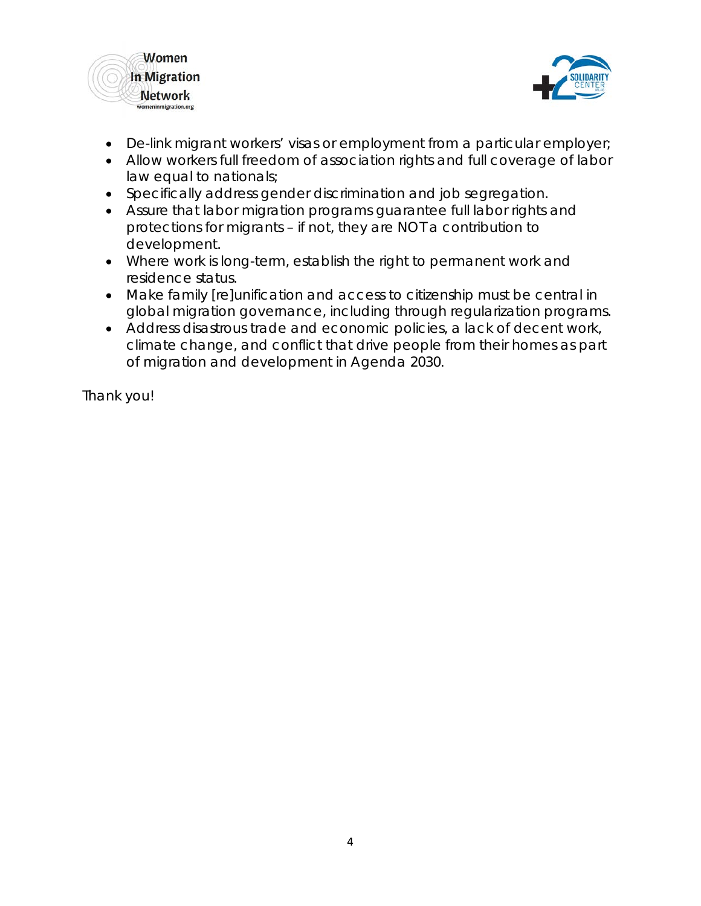- De-link migrant workers' visas or employment from a particular employer;
- Allow workers full freedom of association rights and full coverage of labor law equal to nationals;
- Specifically address gender discrimination and job segregation.
- Assure that labor migration programs guarantee full labor rights and protections for migrants – if not, they are NOT a contribution to development.
- Where work is long-term, establish the right to permanent work and residence status.
- Make family [re]unification and access to citizenship must be central in global migration governance, including through regularization programs.
- Address disastrous trade and economic policies, a lack of decent work, climate change, and conflict that drive people from their homes as part of migration and development in Agenda 2030.

Thank you!